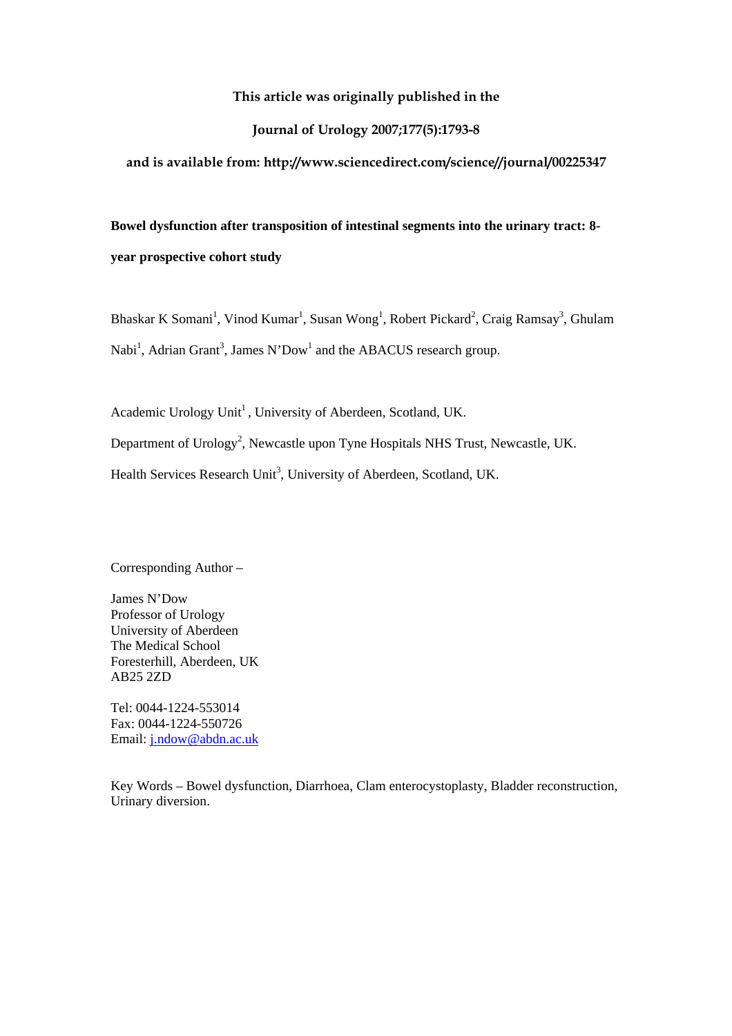**This article was originally published in the**

**Journal of Urology 2007;177(5):1793-8**

**and is available from: http://www.sciencedirect.com/science//journal/00225347**

# Bowel dysfunction after transposition of intestinal segments into the urinary tract: 8-year prospective cohort study

Bhaskar K Somani[1], Vinod Kumar[1], Susan Wong[1], Robert Pickard[2], Craig Ramsay[3], Ghulam Nabi[1], Adrian Grant[3], James N'Dow[1] and the ABACUS research group.

Academic Urology Unit[1], University of Aberdeen, Scotland, UK.

Department of Urology[2], Newcastle upon Tyne Hospitals NHS Trust, Newcastle, UK.

Health Services Research Unit[3], University of Aberdeen, Scotland, UK.

Corresponding Author –

James N'Dow
Professor of Urology
University of Aberdeen
The Medical School
Foresterhill, Aberdeen, UK
AB25 2ZD

Tel: 0044-1224-553014
Fax: 0044-1224-550726
Email: j.ndow@abdn.ac.uk

Key Words – Bowel dysfunction, Diarrhoea, Clam enterocystoplasty, Bladder reconstruction, Urinary diversion.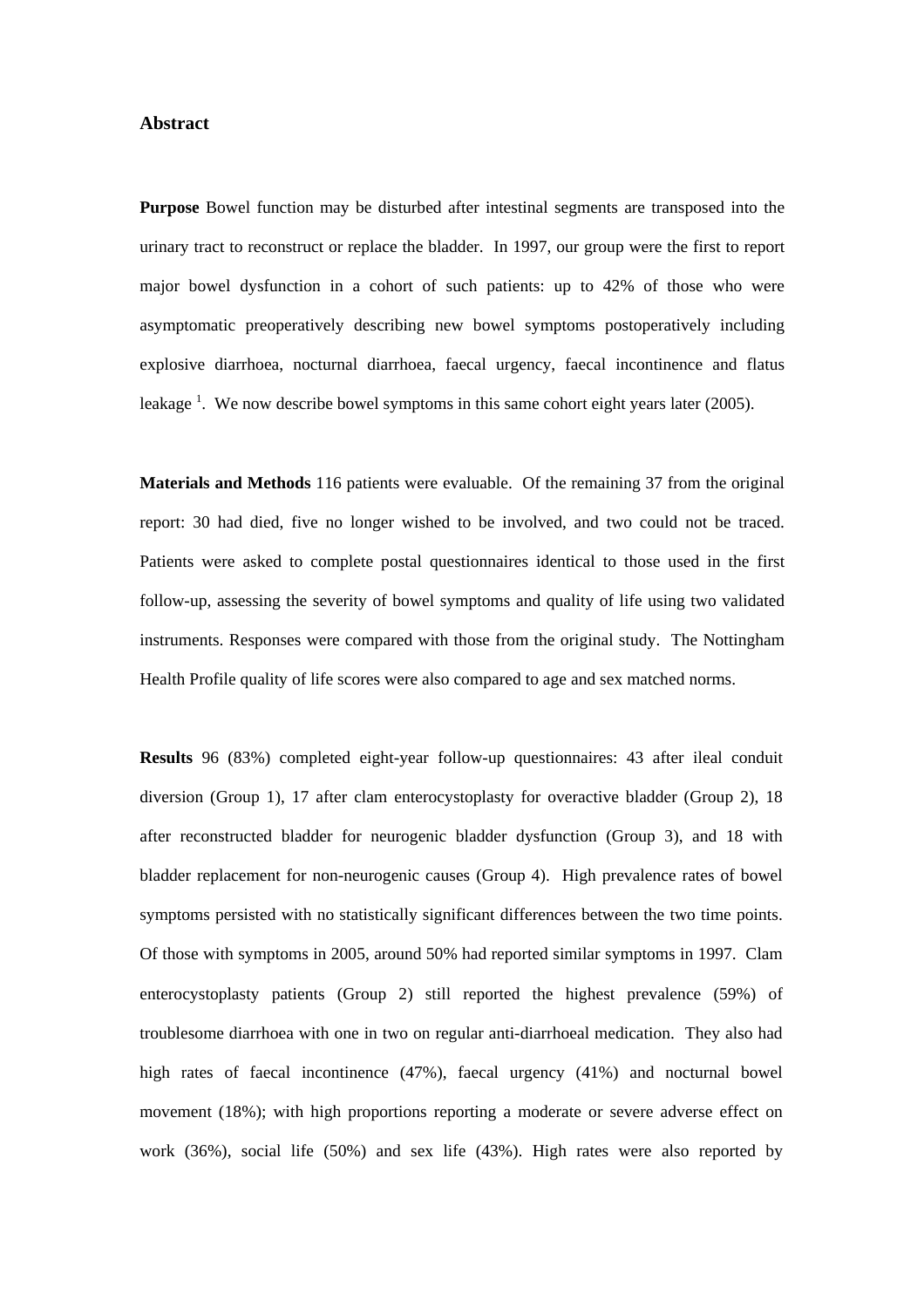## Abstract

**Purpose** Bowel function may be disturbed after intestinal segments are transposed into the urinary tract to reconstruct or replace the bladder. In 1997, our group were the first to report major bowel dysfunction in a cohort of such patients: up to 42% of those who were asymptomatic preoperatively describing new bowel symptoms postoperatively including explosive diarrhoea, nocturnal diarrhoea, faecal urgency, faecal incontinence and flatus leakage [1]. We now describe bowel symptoms in this same cohort eight years later (2005).

**Materials and Methods** 116 patients were evaluable. Of the remaining 37 from the original report: 30 had died, five no longer wished to be involved, and two could not be traced. Patients were asked to complete postal questionnaires identical to those used in the first follow-up, assessing the severity of bowel symptoms and quality of life using two validated instruments. Responses were compared with those from the original study. The Nottingham Health Profile quality of life scores were also compared to age and sex matched norms.

**Results** 96 (83%) completed eight-year follow-up questionnaires: 43 after ileal conduit diversion (Group 1), 17 after clam enterocystoplasty for overactive bladder (Group 2), 18 after reconstructed bladder for neurogenic bladder dysfunction (Group 3), and 18 with bladder replacement for non-neurogenic causes (Group 4). High prevalence rates of bowel symptoms persisted with no statistically significant differences between the two time points. Of those with symptoms in 2005, around 50% had reported similar symptoms in 1997. Clam enterocystoplasty patients (Group 2) still reported the highest prevalence (59%) of troublesome diarrhoea with one in two on regular anti-diarrhoeal medication. They also had high rates of faecal incontinence (47%), faecal urgency (41%) and nocturnal bowel movement (18%); with high proportions reporting a moderate or severe adverse effect on work (36%), social life (50%) and sex life (43%). High rates were also reported by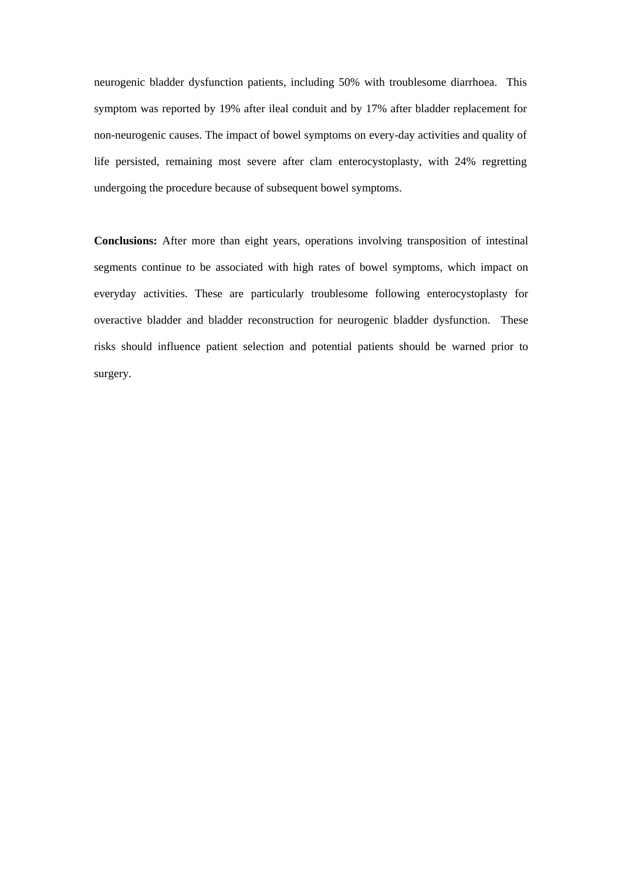neurogenic bladder dysfunction patients, including 50% with troublesome diarrhoea. This symptom was reported by 19% after ileal conduit and by 17% after bladder replacement for non-neurogenic causes. The impact of bowel symptoms on every-day activities and quality of life persisted, remaining most severe after clam enterocystoplasty, with 24% regretting undergoing the procedure because of subsequent bowel symptoms.

**Conclusions:** After more than eight years, operations involving transposition of intestinal segments continue to be associated with high rates of bowel symptoms, which impact on everyday activities. These are particularly troublesome following enterocystoplasty for overactive bladder and bladder reconstruction for neurogenic bladder dysfunction. These risks should influence patient selection and potential patients should be warned prior to surgery.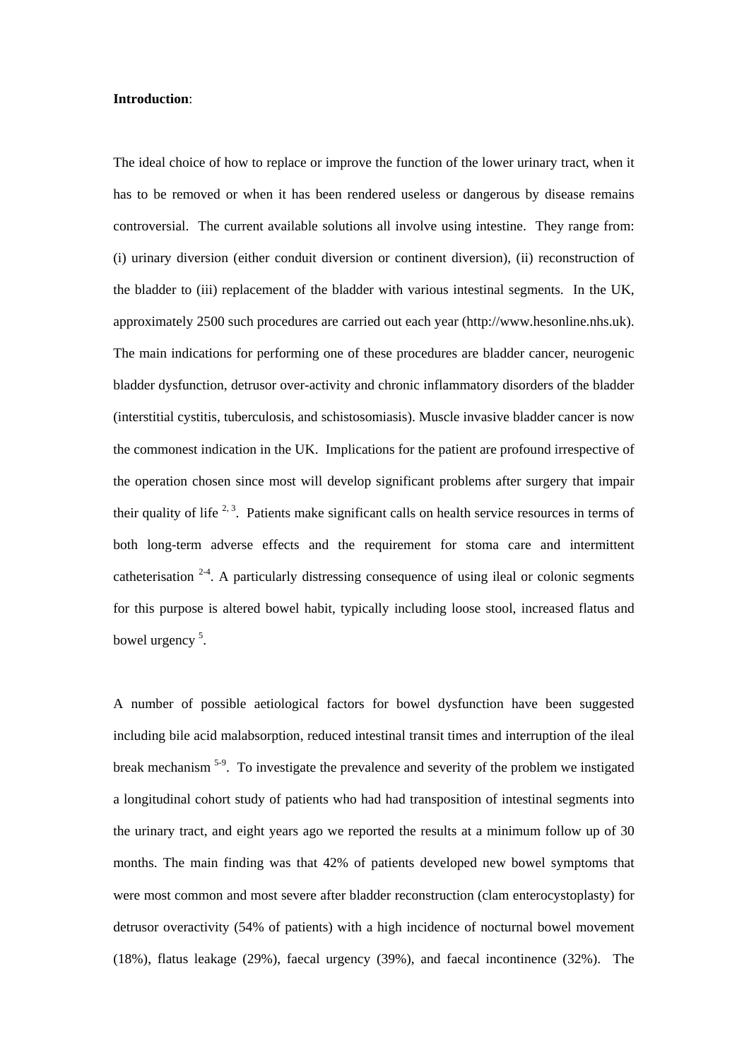**Introduction**:

The ideal choice of how to replace or improve the function of the lower urinary tract, when it has to be removed or when it has been rendered useless or dangerous by disease remains controversial. The current available solutions all involve using intestine. They range from: (i) urinary diversion (either conduit diversion or continent diversion), (ii) reconstruction of the bladder to (iii) replacement of the bladder with various intestinal segments. In the UK, approximately 2500 such procedures are carried out each year (http://www.hesonline.nhs.uk). The main indications for performing one of these procedures are bladder cancer, neurogenic bladder dysfunction, detrusor over-activity and chronic inflammatory disorders of the bladder (interstitial cystitis, tuberculosis, and schistosomiasis). Muscle invasive bladder cancer is now the commonest indication in the UK. Implications for the patient are profound irrespective of the operation chosen since most will develop significant problems after surgery that impair their quality of life [2, 3]. Patients make significant calls on health service resources in terms of both long-term adverse effects and the requirement for stoma care and intermittent catheterisation [2-4]. A particularly distressing consequence of using ileal or colonic segments for this purpose is altered bowel habit, typically including loose stool, increased flatus and bowel urgency [5].

A number of possible aetiological factors for bowel dysfunction have been suggested including bile acid malabsorption, reduced intestinal transit times and interruption of the ileal break mechanism [5-9]. To investigate the prevalence and severity of the problem we instigated a longitudinal cohort study of patients who had had transposition of intestinal segments into the urinary tract, and eight years ago we reported the results at a minimum follow up of 30 months. The main finding was that 42% of patients developed new bowel symptoms that were most common and most severe after bladder reconstruction (clam enterocystoplasty) for detrusor overactivity (54% of patients) with a high incidence of nocturnal bowel movement (18%), flatus leakage (29%), faecal urgency (39%), and faecal incontinence (32%). The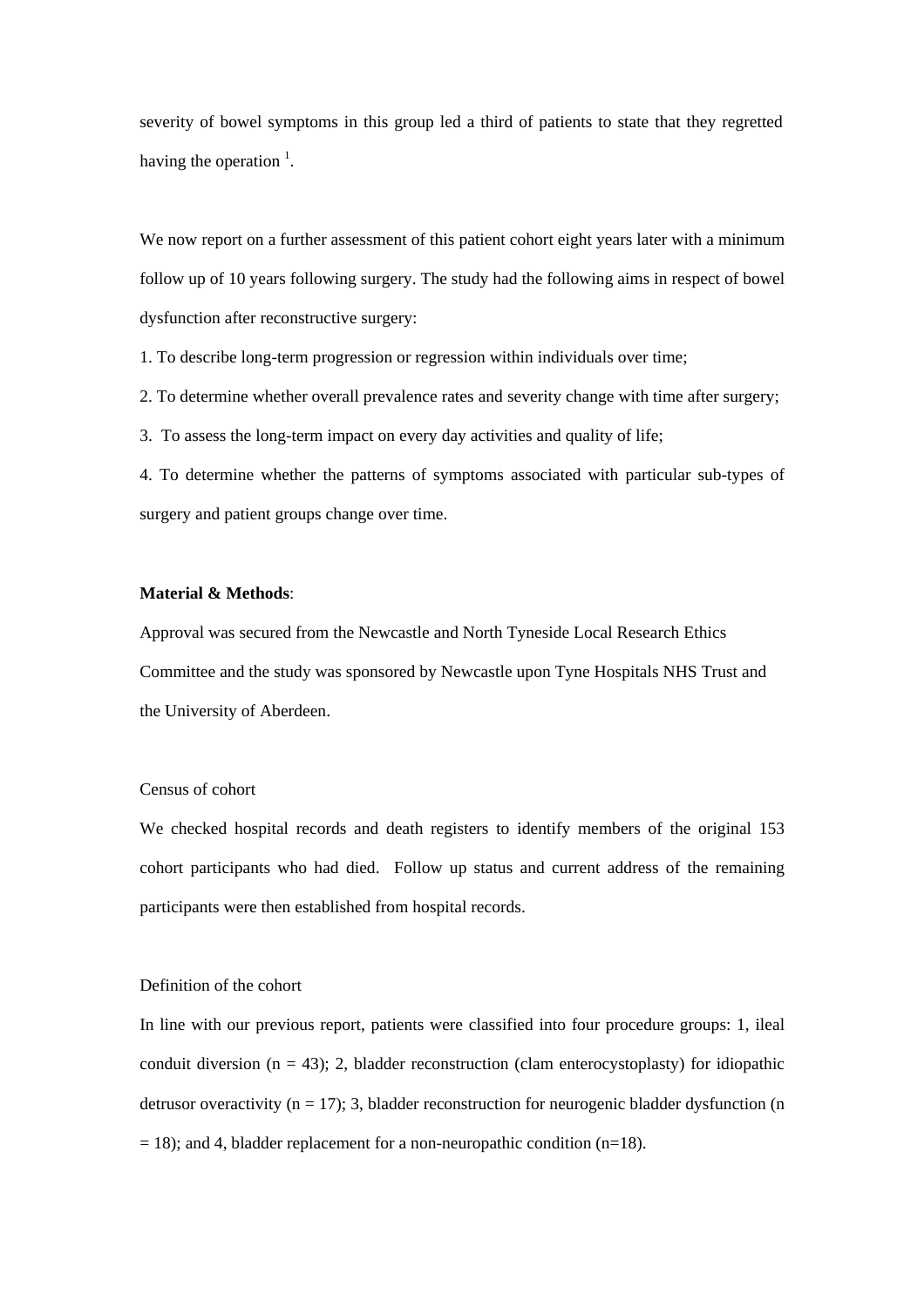severity of bowel symptoms in this group led a third of patients to state that they regretted having the operation [1].

We now report on a further assessment of this patient cohort eight years later with a minimum follow up of 10 years following surgery. The study had the following aims in respect of bowel dysfunction after reconstructive surgery:

1. To describe long-term progression or regression within individuals over time;
2. To determine whether overall prevalence rates and severity change with time after surgery;
3. To assess the long-term impact on every day activities and quality of life;
4. To determine whether the patterns of symptoms associated with particular sub-types of surgery and patient groups change over time.

**Material & Methods**:

Approval was secured from the Newcastle and North Tyneside Local Research Ethics Committee and the study was sponsored by Newcastle upon Tyne Hospitals NHS Trust and the University of Aberdeen.

Census of cohort

We checked hospital records and death registers to identify members of the original 153 cohort participants who had died. Follow up status and current address of the remaining participants were then established from hospital records.

Definition of the cohort

In line with our previous report, patients were classified into four procedure groups: 1, ileal conduit diversion (n = 43); 2, bladder reconstruction (clam enterocystoplasty) for idiopathic detrusor overactivity (n = 17); 3, bladder reconstruction for neurogenic bladder dysfunction (n = 18); and 4, bladder replacement for a non-neuropathic condition (n=18).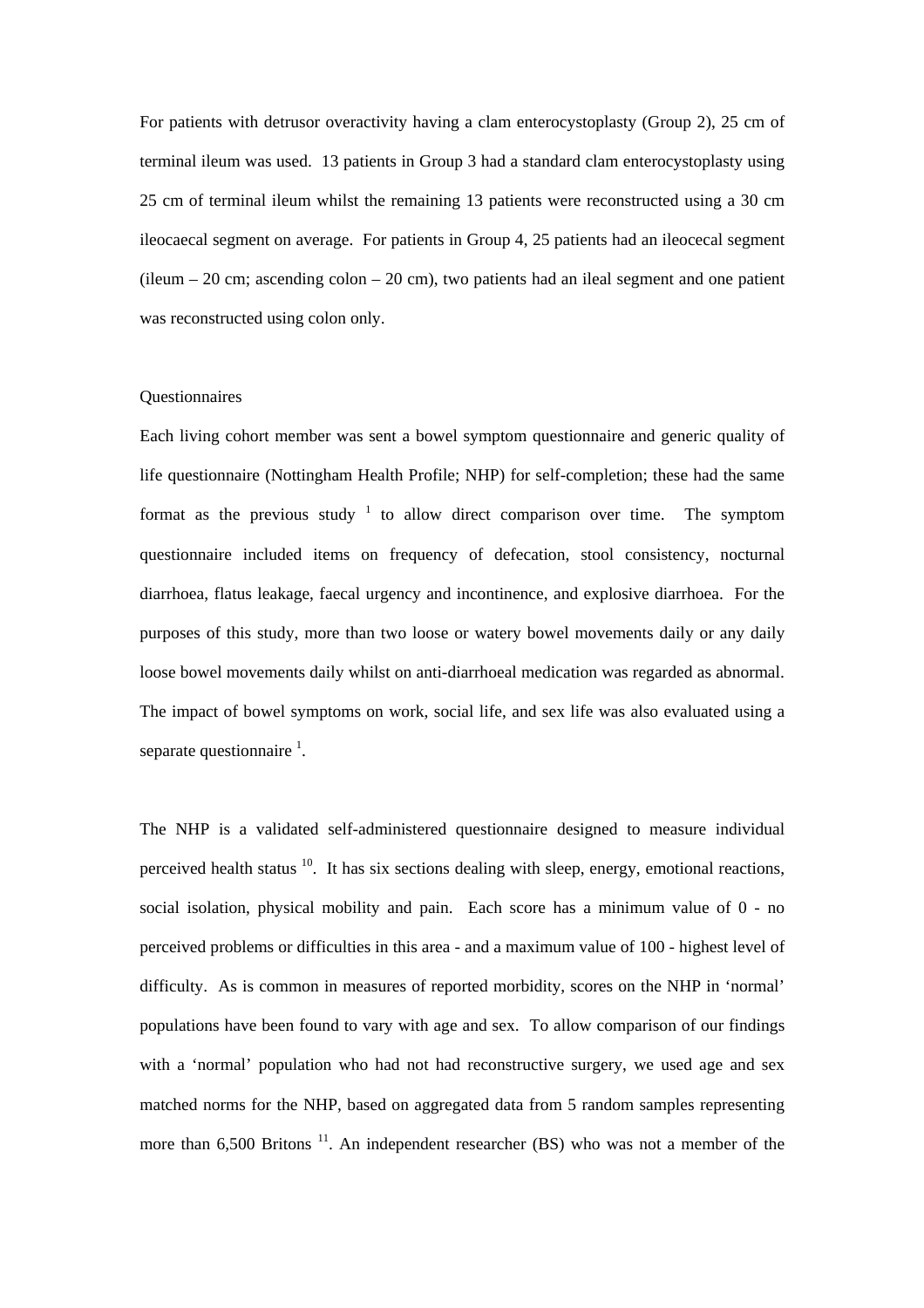For patients with detrusor overactivity having a clam enterocystoplasty (Group 2), 25 cm of terminal ileum was used. 13 patients in Group 3 had a standard clam enterocystoplasty using 25 cm of terminal ileum whilst the remaining 13 patients were reconstructed using a 30 cm ileocaecal segment on average. For patients in Group 4, 25 patients had an ileocecal segment (ileum – 20 cm; ascending colon – 20 cm), two patients had an ileal segment and one patient was reconstructed using colon only.

## Questionnaires

Each living cohort member was sent a bowel symptom questionnaire and generic quality of life questionnaire (Nottingham Health Profile; NHP) for self-completion; these had the same format as the previous study [1] to allow direct comparison over time. The symptom questionnaire included items on frequency of defecation, stool consistency, nocturnal diarrhoea, flatus leakage, faecal urgency and incontinence, and explosive diarrhoea. For the purposes of this study, more than two loose or watery bowel movements daily or any daily loose bowel movements daily whilst on anti-diarrhoeal medication was regarded as abnormal. The impact of bowel symptoms on work, social life, and sex life was also evaluated using a separate questionnaire [1].

The NHP is a validated self-administered questionnaire designed to measure individual perceived health status [10]. It has six sections dealing with sleep, energy, emotional reactions, social isolation, physical mobility and pain. Each score has a minimum value of 0 - no perceived problems or difficulties in this area - and a maximum value of 100 - highest level of difficulty. As is common in measures of reported morbidity, scores on the NHP in 'normal' populations have been found to vary with age and sex. To allow comparison of our findings with a 'normal' population who had not had reconstructive surgery, we used age and sex matched norms for the NHP, based on aggregated data from 5 random samples representing more than 6,500 Britons [11]. An independent researcher (BS) who was not a member of the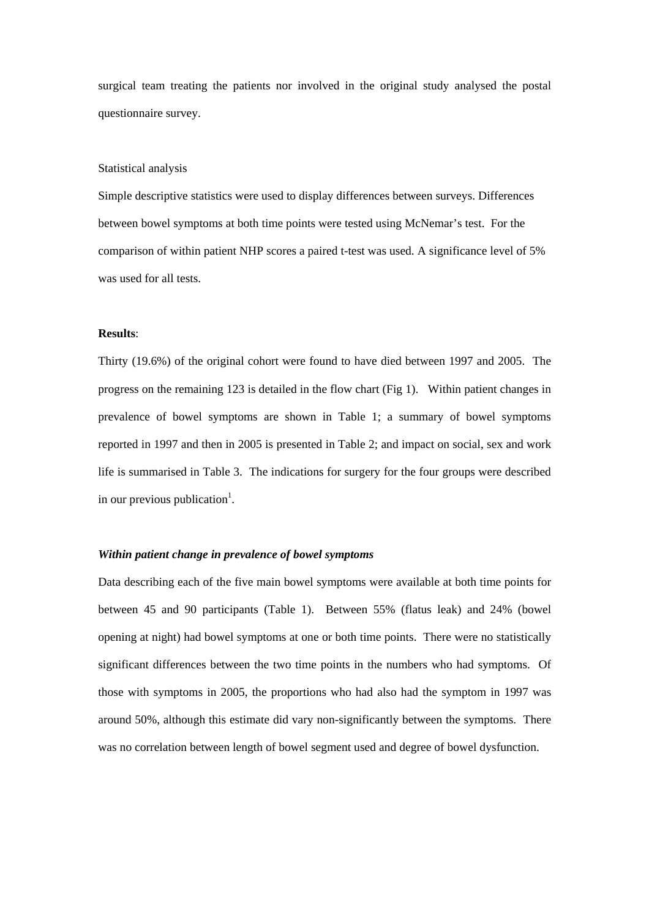surgical team treating the patients nor involved in the original study analysed the postal questionnaire survey.

Statistical analysis

Simple descriptive statistics were used to display differences between surveys. Differences between bowel symptoms at both time points were tested using McNemar's test. For the comparison of within patient NHP scores a paired t-test was used. A significance level of 5% was used for all tests.

**Results**:

Thirty (19.6%) of the original cohort were found to have died between 1997 and 2005. The progress on the remaining 123 is detailed in the flow chart (Fig 1). Within patient changes in prevalence of bowel symptoms are shown in Table 1; a summary of bowel symptoms reported in 1997 and then in 2005 is presented in Table 2; and impact on social, sex and work life is summarised in Table 3. The indications for surgery for the four groups were described in our previous publication[1].

***Within patient change in prevalence of bowel symptoms***

Data describing each of the five main bowel symptoms were available at both time points for between 45 and 90 participants (Table 1). Between 55% (flatus leak) and 24% (bowel opening at night) had bowel symptoms at one or both time points. There were no statistically significant differences between the two time points in the numbers who had symptoms. Of those with symptoms in 2005, the proportions who had also had the symptom in 1997 was around 50%, although this estimate did vary non-significantly between the symptoms. There was no correlation between length of bowel segment used and degree of bowel dysfunction.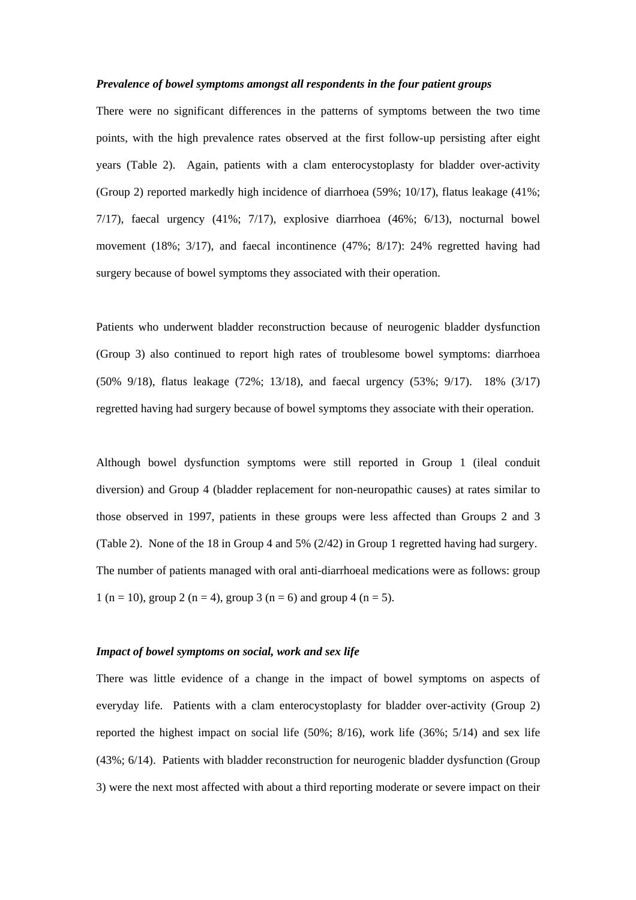***Prevalence of bowel symptoms amongst all respondents in the four patient groups***

There were no significant differences in the patterns of symptoms between the two time points, with the high prevalence rates observed at the first follow-up persisting after eight years (Table 2). Again, patients with a clam enterocystoplasty for bladder over-activity (Group 2) reported markedly high incidence of diarrhoea (59%; 10/17), flatus leakage (41%; 7/17), faecal urgency (41%; 7/17), explosive diarrhoea (46%; 6/13), nocturnal bowel movement (18%; 3/17), and faecal incontinence (47%; 8/17): 24% regretted having had surgery because of bowel symptoms they associated with their operation.

Patients who underwent bladder reconstruction because of neurogenic bladder dysfunction (Group 3) also continued to report high rates of troublesome bowel symptoms: diarrhoea (50% 9/18), flatus leakage (72%; 13/18), and faecal urgency (53%; 9/17). 18% (3/17) regretted having had surgery because of bowel symptoms they associate with their operation.

Although bowel dysfunction symptoms were still reported in Group 1 (ileal conduit diversion) and Group 4 (bladder replacement for non-neuropathic causes) at rates similar to those observed in 1997, patients in these groups were less affected than Groups 2 and 3 (Table 2). None of the 18 in Group 4 and 5% (2/42) in Group 1 regretted having had surgery. The number of patients managed with oral anti-diarrhoeal medications were as follows: group 1 (n = 10), group 2 (n = 4), group 3 (n = 6) and group 4 (n = 5).

***Impact of bowel symptoms on social, work and sex life***

There was little evidence of a change in the impact of bowel symptoms on aspects of everyday life. Patients with a clam enterocystoplasty for bladder over-activity (Group 2) reported the highest impact on social life (50%; 8/16), work life (36%; 5/14) and sex life (43%; 6/14). Patients with bladder reconstruction for neurogenic bladder dysfunction (Group 3) were the next most affected with about a third reporting moderate or severe impact on their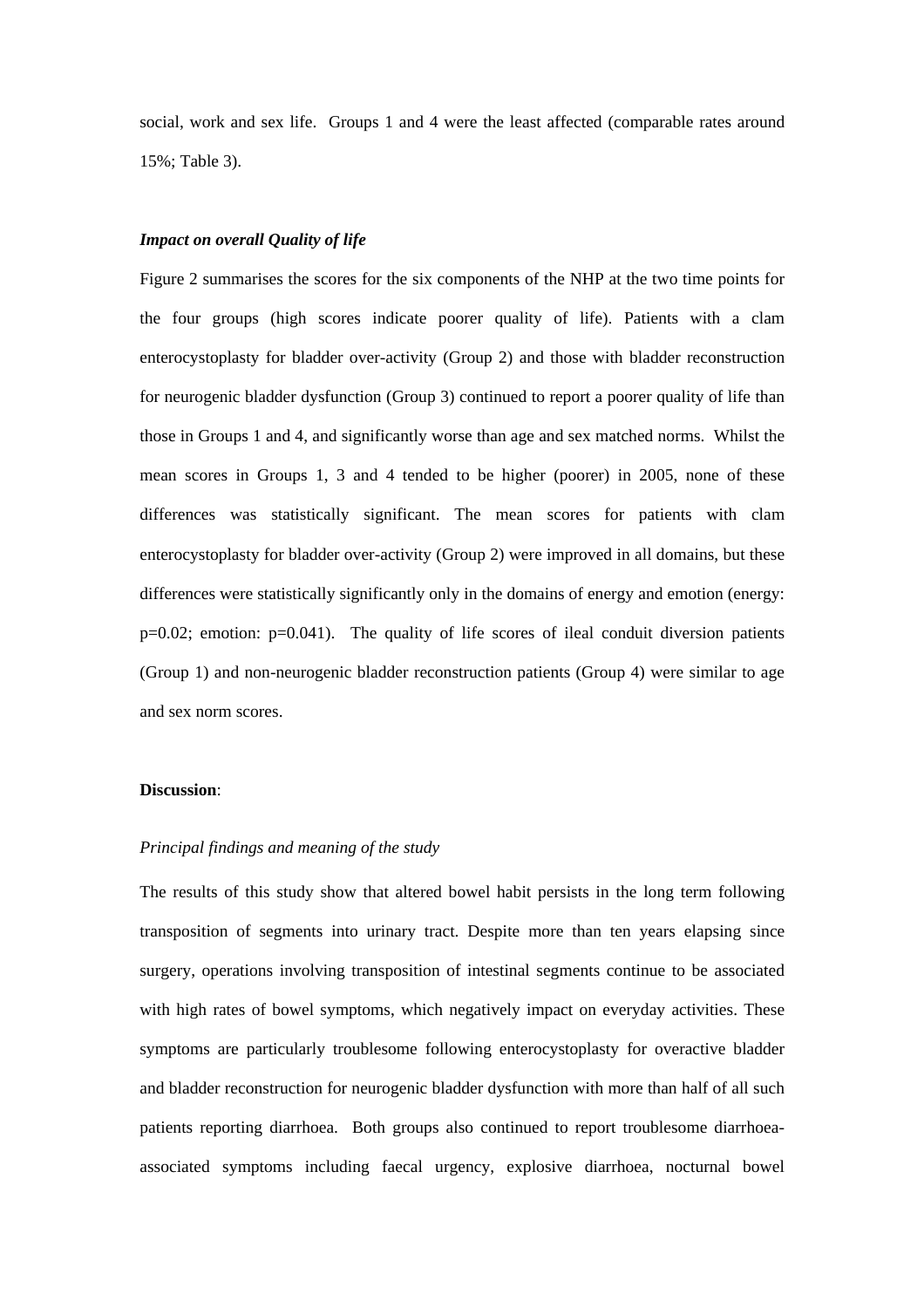social, work and sex life. Groups 1 and 4 were the least affected (comparable rates around 15%; Table 3).

***Impact on overall Quality of life***

Figure 2 summarises the scores for the six components of the NHP at the two time points for the four groups (high scores indicate poorer quality of life). Patients with a clam enterocystoplasty for bladder over-activity (Group 2) and those with bladder reconstruction for neurogenic bladder dysfunction (Group 3) continued to report a poorer quality of life than those in Groups 1 and 4, and significantly worse than age and sex matched norms. Whilst the mean scores in Groups 1, 3 and 4 tended to be higher (poorer) in 2005, none of these differences was statistically significant. The mean scores for patients with clam enterocystoplasty for bladder over-activity (Group 2) were improved in all domains, but these differences were statistically significantly only in the domains of energy and emotion (energy: p=0.02; emotion: p=0.041). The quality of life scores of ileal conduit diversion patients (Group 1) and non-neurogenic bladder reconstruction patients (Group 4) were similar to age and sex norm scores.

**Discussion**:

*Principal findings and meaning of the study*

The results of this study show that altered bowel habit persists in the long term following transposition of segments into urinary tract. Despite more than ten years elapsing since surgery, operations involving transposition of intestinal segments continue to be associated with high rates of bowel symptoms, which negatively impact on everyday activities. These symptoms are particularly troublesome following enterocystoplasty for overactive bladder and bladder reconstruction for neurogenic bladder dysfunction with more than half of all such patients reporting diarrhoea. Both groups also continued to report troublesome diarrhoea-associated symptoms including faecal urgency, explosive diarrhoea, nocturnal bowel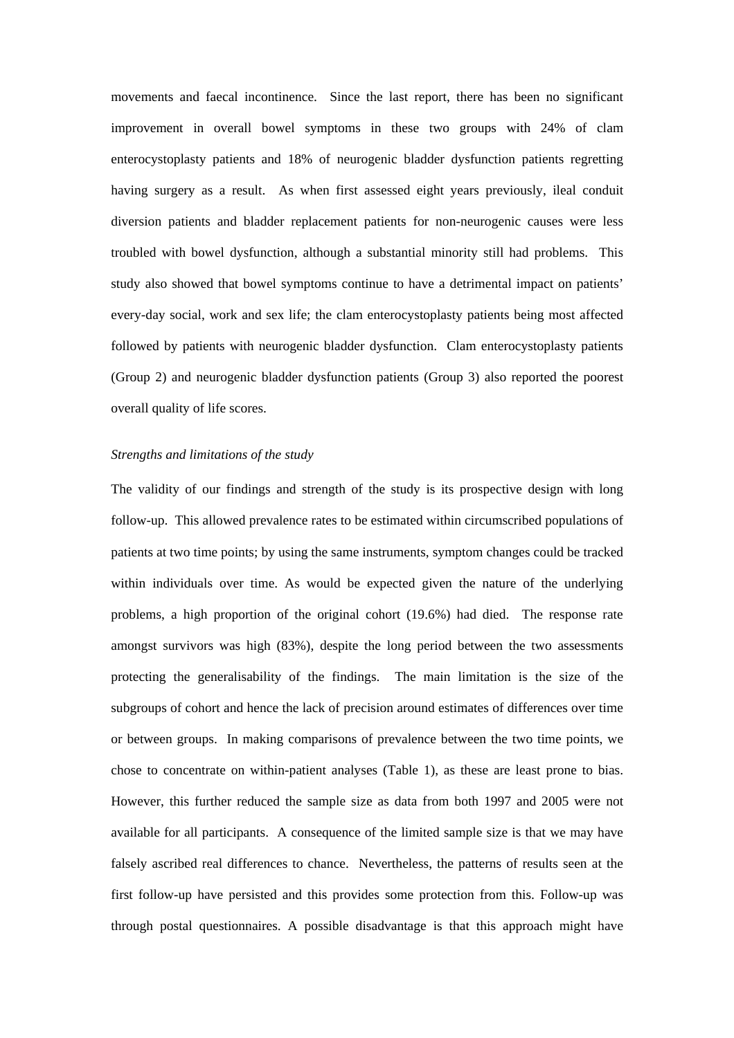movements and faecal incontinence. Since the last report, there has been no significant improvement in overall bowel symptoms in these two groups with 24% of clam enterocystoplasty patients and 18% of neurogenic bladder dysfunction patients regretting having surgery as a result. As when first assessed eight years previously, ileal conduit diversion patients and bladder replacement patients for non-neurogenic causes were less troubled with bowel dysfunction, although a substantial minority still had problems. This study also showed that bowel symptoms continue to have a detrimental impact on patients' every-day social, work and sex life; the clam enterocystoplasty patients being most affected followed by patients with neurogenic bladder dysfunction. Clam enterocystoplasty patients (Group 2) and neurogenic bladder dysfunction patients (Group 3) also reported the poorest overall quality of life scores.

*Strengths and limitations of the study*

The validity of our findings and strength of the study is its prospective design with long follow-up. This allowed prevalence rates to be estimated within circumscribed populations of patients at two time points; by using the same instruments, symptom changes could be tracked within individuals over time. As would be expected given the nature of the underlying problems, a high proportion of the original cohort (19.6%) had died. The response rate amongst survivors was high (83%), despite the long period between the two assessments protecting the generalisability of the findings. The main limitation is the size of the subgroups of cohort and hence the lack of precision around estimates of differences over time or between groups. In making comparisons of prevalence between the two time points, we chose to concentrate on within-patient analyses (Table 1), as these are least prone to bias. However, this further reduced the sample size as data from both 1997 and 2005 were not available for all participants. A consequence of the limited sample size is that we may have falsely ascribed real differences to chance. Nevertheless, the patterns of results seen at the first follow-up have persisted and this provides some protection from this. Follow-up was through postal questionnaires. A possible disadvantage is that this approach might have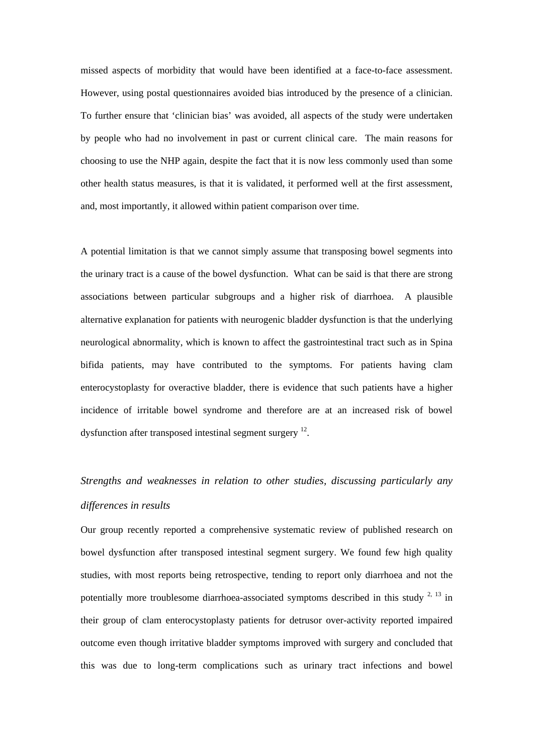missed aspects of morbidity that would have been identified at a face-to-face assessment. However, using postal questionnaires avoided bias introduced by the presence of a clinician. To further ensure that 'clinician bias' was avoided, all aspects of the study were undertaken by people who had no involvement in past or current clinical care. The main reasons for choosing to use the NHP again, despite the fact that it is now less commonly used than some other health status measures, is that it is validated, it performed well at the first assessment, and, most importantly, it allowed within patient comparison over time.

A potential limitation is that we cannot simply assume that transposing bowel segments into the urinary tract is a cause of the bowel dysfunction. What can be said is that there are strong associations between particular subgroups and a higher risk of diarrhoea. A plausible alternative explanation for patients with neurogenic bladder dysfunction is that the underlying neurological abnormality, which is known to affect the gastrointestinal tract such as in Spina bifida patients, may have contributed to the symptoms. For patients having clam enterocystoplasty for overactive bladder, there is evidence that such patients have a higher incidence of irritable bowel syndrome and therefore are at an increased risk of bowel dysfunction after transposed intestinal segment surgery [12].

*Strengths and weaknesses in relation to other studies, discussing particularly any differences in results*

Our group recently reported a comprehensive systematic review of published research on bowel dysfunction after transposed intestinal segment surgery. We found few high quality studies, with most reports being retrospective, tending to report only diarrhoea and not the potentially more troublesome diarrhoea-associated symptoms described in this study [2, 13] in their group of clam enterocystoplasty patients for detrusor over-activity reported impaired outcome even though irritative bladder symptoms improved with surgery and concluded that this was due to long-term complications such as urinary tract infections and bowel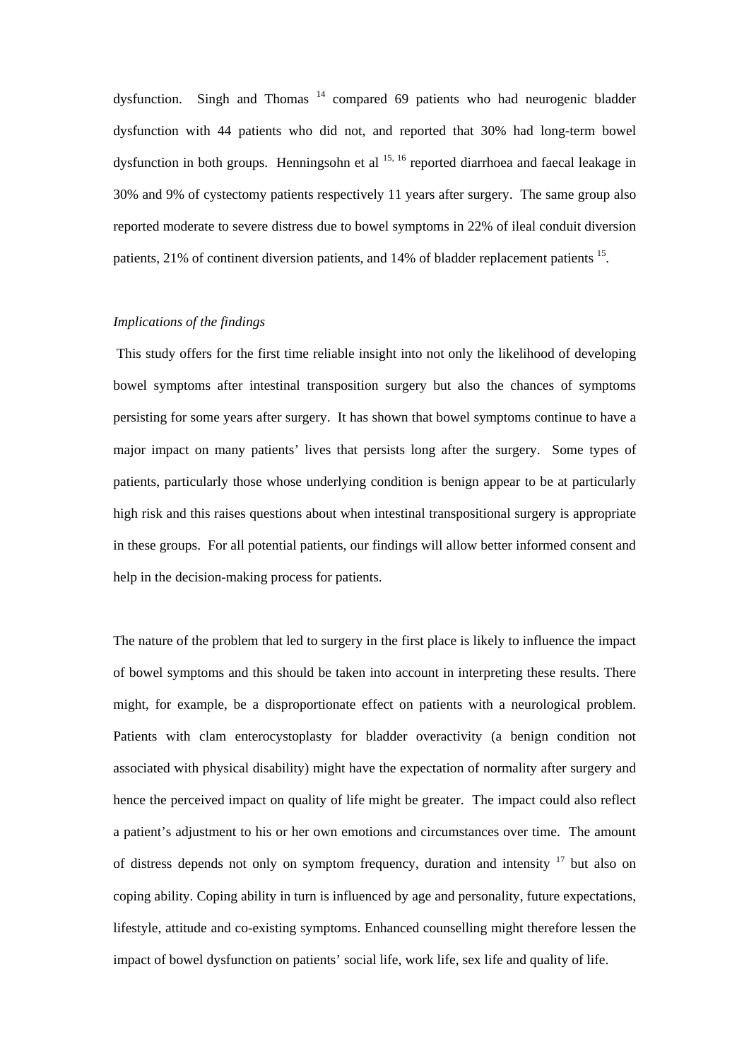dysfunction. Singh and Thomas [14] compared 69 patients who had neurogenic bladder dysfunction with 44 patients who did not, and reported that 30% had long-term bowel dysfunction in both groups. Henningsohn et al [15, 16] reported diarrhoea and faecal leakage in 30% and 9% of cystectomy patients respectively 11 years after surgery. The same group also reported moderate to severe distress due to bowel symptoms in 22% of ileal conduit diversion patients, 21% of continent diversion patients, and 14% of bladder replacement patients [15].

*Implications of the findings*

This study offers for the first time reliable insight into not only the likelihood of developing bowel symptoms after intestinal transposition surgery but also the chances of symptoms persisting for some years after surgery. It has shown that bowel symptoms continue to have a major impact on many patients' lives that persists long after the surgery. Some types of patients, particularly those whose underlying condition is benign appear to be at particularly high risk and this raises questions about when intestinal transpositional surgery is appropriate in these groups. For all potential patients, our findings will allow better informed consent and help in the decision-making process for patients.

The nature of the problem that led to surgery in the first place is likely to influence the impact of bowel symptoms and this should be taken into account in interpreting these results. There might, for example, be a disproportionate effect on patients with a neurological problem. Patients with clam enterocystoplasty for bladder overactivity (a benign condition not associated with physical disability) might have the expectation of normality after surgery and hence the perceived impact on quality of life might be greater. The impact could also reflect a patient's adjustment to his or her own emotions and circumstances over time. The amount of distress depends not only on symptom frequency, duration and intensity [17] but also on coping ability. Coping ability in turn is influenced by age and personality, future expectations, lifestyle, attitude and co-existing symptoms. Enhanced counselling might therefore lessen the impact of bowel dysfunction on patients' social life, work life, sex life and quality of life.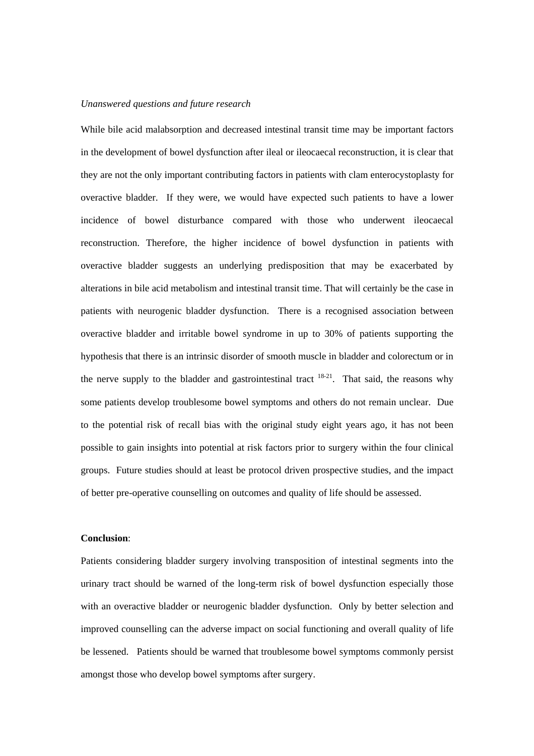*Unanswered questions and future research*

While bile acid malabsorption and decreased intestinal transit time may be important factors in the development of bowel dysfunction after ileal or ileocaecal reconstruction, it is clear that they are not the only important contributing factors in patients with clam enterocystoplasty for overactive bladder. If they were, we would have expected such patients to have a lower incidence of bowel disturbance compared with those who underwent ileocaecal reconstruction. Therefore, the higher incidence of bowel dysfunction in patients with overactive bladder suggests an underlying predisposition that may be exacerbated by alterations in bile acid metabolism and intestinal transit time. That will certainly be the case in patients with neurogenic bladder dysfunction. There is a recognised association between overactive bladder and irritable bowel syndrome in up to 30% of patients supporting the hypothesis that there is an intrinsic disorder of smooth muscle in bladder and colorectum or in the nerve supply to the bladder and gastrointestinal tract [18-21]. That said, the reasons why some patients develop troublesome bowel symptoms and others do not remain unclear. Due to the potential risk of recall bias with the original study eight years ago, it has not been possible to gain insights into potential at risk factors prior to surgery within the four clinical groups. Future studies should at least be protocol driven prospective studies, and the impact of better pre-operative counselling on outcomes and quality of life should be assessed.

**Conclusion**:

Patients considering bladder surgery involving transposition of intestinal segments into the urinary tract should be warned of the long-term risk of bowel dysfunction especially those with an overactive bladder or neurogenic bladder dysfunction. Only by better selection and improved counselling can the adverse impact on social functioning and overall quality of life be lessened. Patients should be warned that troublesome bowel symptoms commonly persist amongst those who develop bowel symptoms after surgery.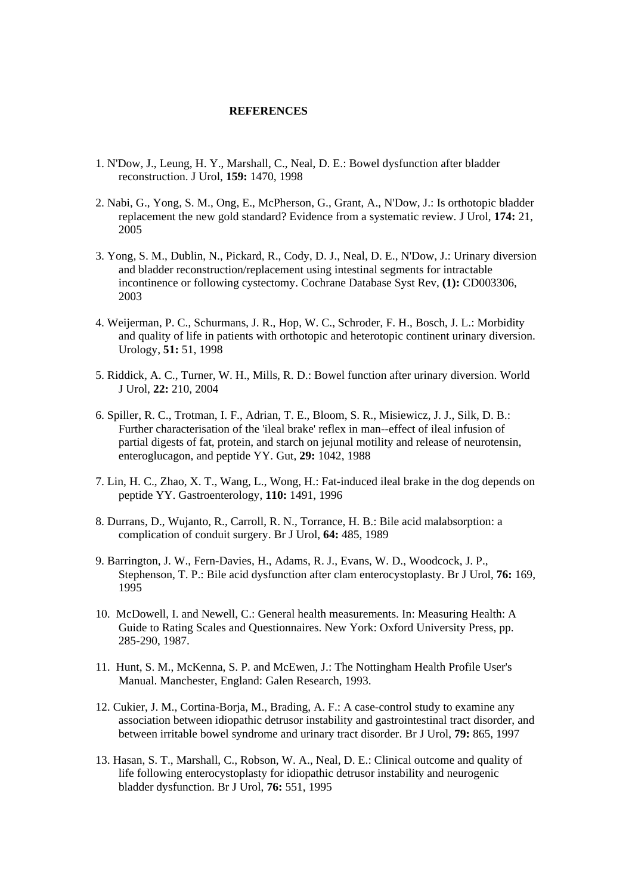## REFERENCES

1. N'Dow, J., Leung, H. Y., Marshall, C., Neal, D. E.: Bowel dysfunction after bladder reconstruction. J Urol, **159:** 1470, 1998

2. Nabi, G., Yong, S. M., Ong, E., McPherson, G., Grant, A., N'Dow, J.: Is orthotopic bladder replacement the new gold standard? Evidence from a systematic review. J Urol, **174:** 21, 2005

3. Yong, S. M., Dublin, N., Pickard, R., Cody, D. J., Neal, D. E., N'Dow, J.: Urinary diversion and bladder reconstruction/replacement using intestinal segments for intractable incontinence or following cystectomy. Cochrane Database Syst Rev, **(1):** CD003306, 2003

4. Weijerman, P. C., Schurmans, J. R., Hop, W. C., Schroder, F. H., Bosch, J. L.: Morbidity and quality of life in patients with orthotopic and heterotopic continent urinary diversion. Urology, **51:** 51, 1998

5. Riddick, A. C., Turner, W. H., Mills, R. D.: Bowel function after urinary diversion. World J Urol, **22:** 210, 2004

6. Spiller, R. C., Trotman, I. F., Adrian, T. E., Bloom, S. R., Misiewicz, J. J., Silk, D. B.: Further characterisation of the 'ileal brake' reflex in man--effect of ileal infusion of partial digests of fat, protein, and starch on jejunal motility and release of neurotensin, enteroglucagon, and peptide YY. Gut, **29:** 1042, 1988

7. Lin, H. C., Zhao, X. T., Wang, L., Wong, H.: Fat-induced ileal brake in the dog depends on peptide YY. Gastroenterology, **110:** 1491, 1996

8. Durrans, D., Wujanto, R., Carroll, R. N., Torrance, H. B.: Bile acid malabsorption: a complication of conduit surgery. Br J Urol, **64:** 485, 1989

9. Barrington, J. W., Fern-Davies, H., Adams, R. J., Evans, W. D., Woodcock, J. P., Stephenson, T. P.: Bile acid dysfunction after clam enterocystoplasty. Br J Urol, **76:** 169, 1995

10. McDowell, I. and Newell, C.: General health measurements. In: Measuring Health: A Guide to Rating Scales and Questionnaires. New York: Oxford University Press, pp. 285-290, 1987.

11. Hunt, S. M., McKenna, S. P. and McEwen, J.: The Nottingham Health Profile User's Manual. Manchester, England: Galen Research, 1993.

12. Cukier, J. M., Cortina-Borja, M., Brading, A. F.: A case-control study to examine any association between idiopathic detrusor instability and gastrointestinal tract disorder, and between irritable bowel syndrome and urinary tract disorder. Br J Urol, **79:** 865, 1997

13. Hasan, S. T., Marshall, C., Robson, W. A., Neal, D. E.: Clinical outcome and quality of life following enterocystoplasty for idiopathic detrusor instability and neurogenic bladder dysfunction. Br J Urol, **76:** 551, 1995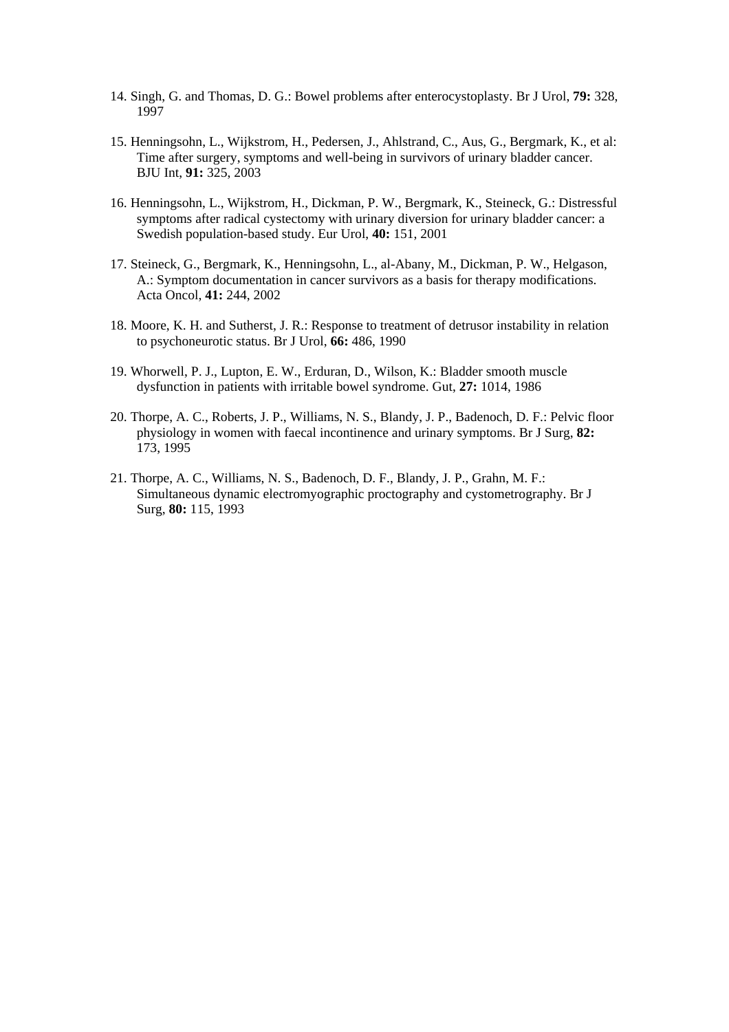14. Singh, G. and Thomas, D. G.: Bowel problems after enterocystoplasty. Br J Urol, **79:** 328, 1997

15. Henningsohn, L., Wijkstrom, H., Pedersen, J., Ahlstrand, C., Aus, G., Bergmark, K., et al: Time after surgery, symptoms and well-being in survivors of urinary bladder cancer. BJU Int, **91:** 325, 2003

16. Henningsohn, L., Wijkstrom, H., Dickman, P. W., Bergmark, K., Steineck, G.: Distressful symptoms after radical cystectomy with urinary diversion for urinary bladder cancer: a Swedish population-based study. Eur Urol, **40:** 151, 2001

17. Steineck, G., Bergmark, K., Henningsohn, L., al-Abany, M., Dickman, P. W., Helgason, A.: Symptom documentation in cancer survivors as a basis for therapy modifications. Acta Oncol, **41:** 244, 2002

18. Moore, K. H. and Sutherst, J. R.: Response to treatment of detrusor instability in relation to psychoneurotic status. Br J Urol, **66:** 486, 1990

19. Whorwell, P. J., Lupton, E. W., Erduran, D., Wilson, K.: Bladder smooth muscle dysfunction in patients with irritable bowel syndrome. Gut, **27:** 1014, 1986

20. Thorpe, A. C., Roberts, J. P., Williams, N. S., Blandy, J. P., Badenoch, D. F.: Pelvic floor physiology in women with faecal incontinence and urinary symptoms. Br J Surg, **82:** 173, 1995

21. Thorpe, A. C., Williams, N. S., Badenoch, D. F., Blandy, J. P., Grahn, M. F.: Simultaneous dynamic electromyographic proctography and cystometrography. Br J Surg, **80:** 115, 1993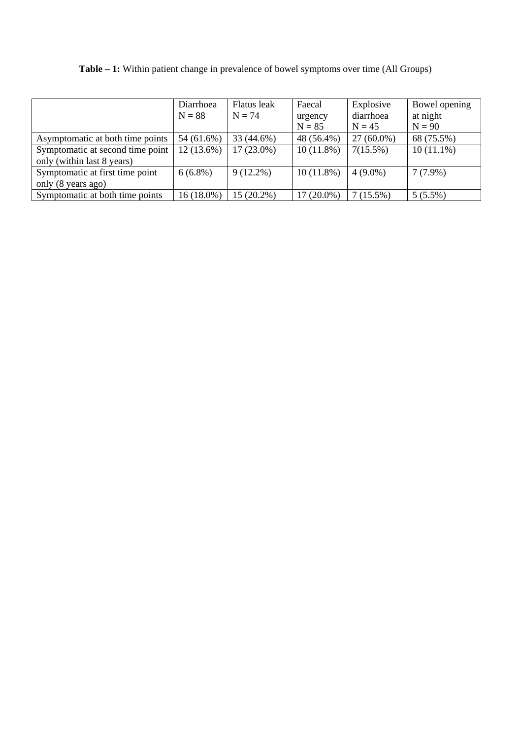**Table – 1:** Within patient change in prevalence of bowel symptoms over time (All Groups)

| | Diarrhoea N = 88 | Flatus leak N = 74 | Faecal urgency N = 85 | Explosive diarrhoea N = 45 | Bowel opening at night N = 90 |
|---|---|---|---|---|---|
| Asymptomatic at both time points | 54 (61.6%) | 33 (44.6%) | 48 (56.4%) | 27 (60.0%) | 68 (75.5%) |
| Symptomatic at second time point only (within last 8 years) | 12 (13.6%) | 17 (23.0%) | 10 (11.8%) | 7(15.5%) | 10 (11.1%) |
| Symptomatic at first time point only (8 years ago) | 6 (6.8%) | 9 (12.2%) | 10 (11.8%) | 4 (9.0%) | 7 (7.9%) |
| Symptomatic at both time points | 16 (18.0%) | 15 (20.2%) | 17 (20.0%) | 7 (15.5%) | 5 (5.5%) |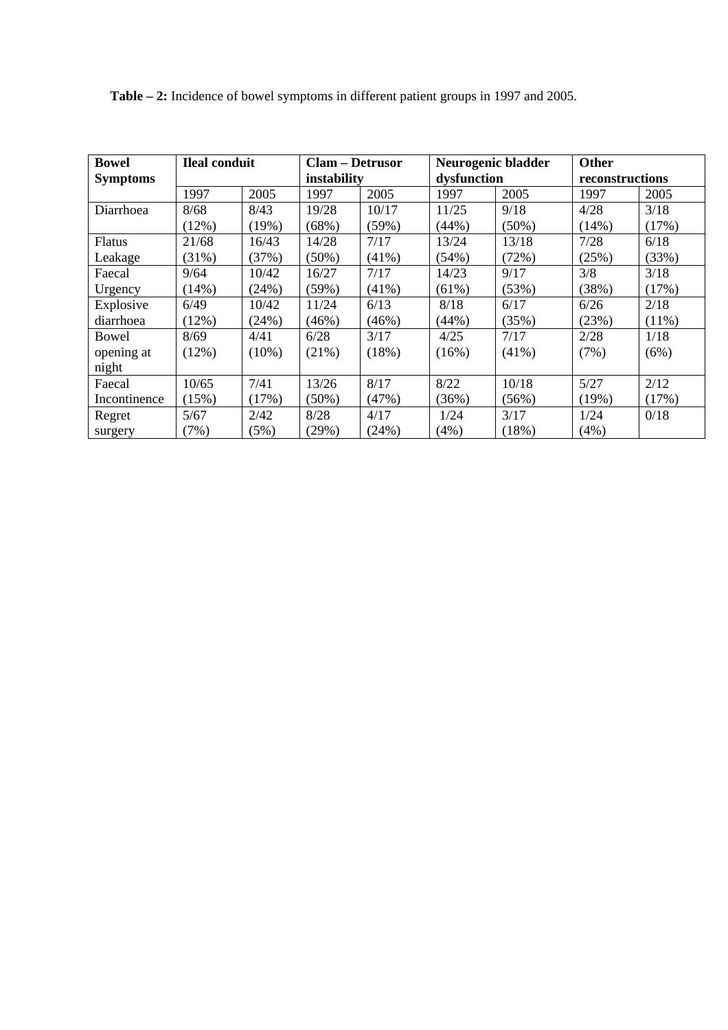**Table – 2:** Incidence of bowel symptoms in different patient groups in 1997 and 2005.

| Bowel Symptoms | Ileal conduit | | Clam – Detrusor instability | | Neurogenic bladder dysfunction | | Other reconstructions | |
|---|---|---|---|---|---|---|---|---|
| | 1997 | 2005 | 1997 | 2005 | 1997 | 2005 | 1997 | 2005 |
| Diarrhoea | 8/68 (12%) | 8/43 (19%) | 19/28 (68%) | 10/17 (59%) | 11/25 (44%) | 9/18 (50%) | 4/28 (14%) | 3/18 (17%) |
| Flatus Leakage | 21/68 (31%) | 16/43 (37%) | 14/28 (50%) | 7/17 (41%) | 13/24 (54%) | 13/18 (72%) | 7/28 (25%) | 6/18 (33%) |
| Faecal Urgency | 9/64 (14%) | 10/42 (24%) | 16/27 (59%) | 7/17 (41%) | 14/23 (61%) | 9/17 (53%) | 3/8 (38%) | 3/18 (17%) |
| Explosive diarrhoea | 6/49 (12%) | 10/42 (24%) | 11/24 (46%) | 6/13 (46%) | 8/18 (44%) | 6/17 (35%) | 6/26 (23%) | 2/18 (11%) |
| Bowel opening at night | 8/69 (12%) | 4/41 (10%) | 6/28 (21%) | 3/17 (18%) | 4/25 (16%) | 7/17 (41%) | 2/28 (7%) | 1/18 (6%) |
| Faecal Incontinence | 10/65 (15%) | 7/41 (17%) | 13/26 (50%) | 8/17 (47%) | 8/22 (36%) | 10/18 (56%) | 5/27 (19%) | 2/12 (17%) |
| Regret surgery | 5/67 (7%) | 2/42 (5%) | 8/28 (29%) | 4/17 (24%) | 1/24 (4%) | 3/17 (18%) | 1/24 (4%) | 0/18 |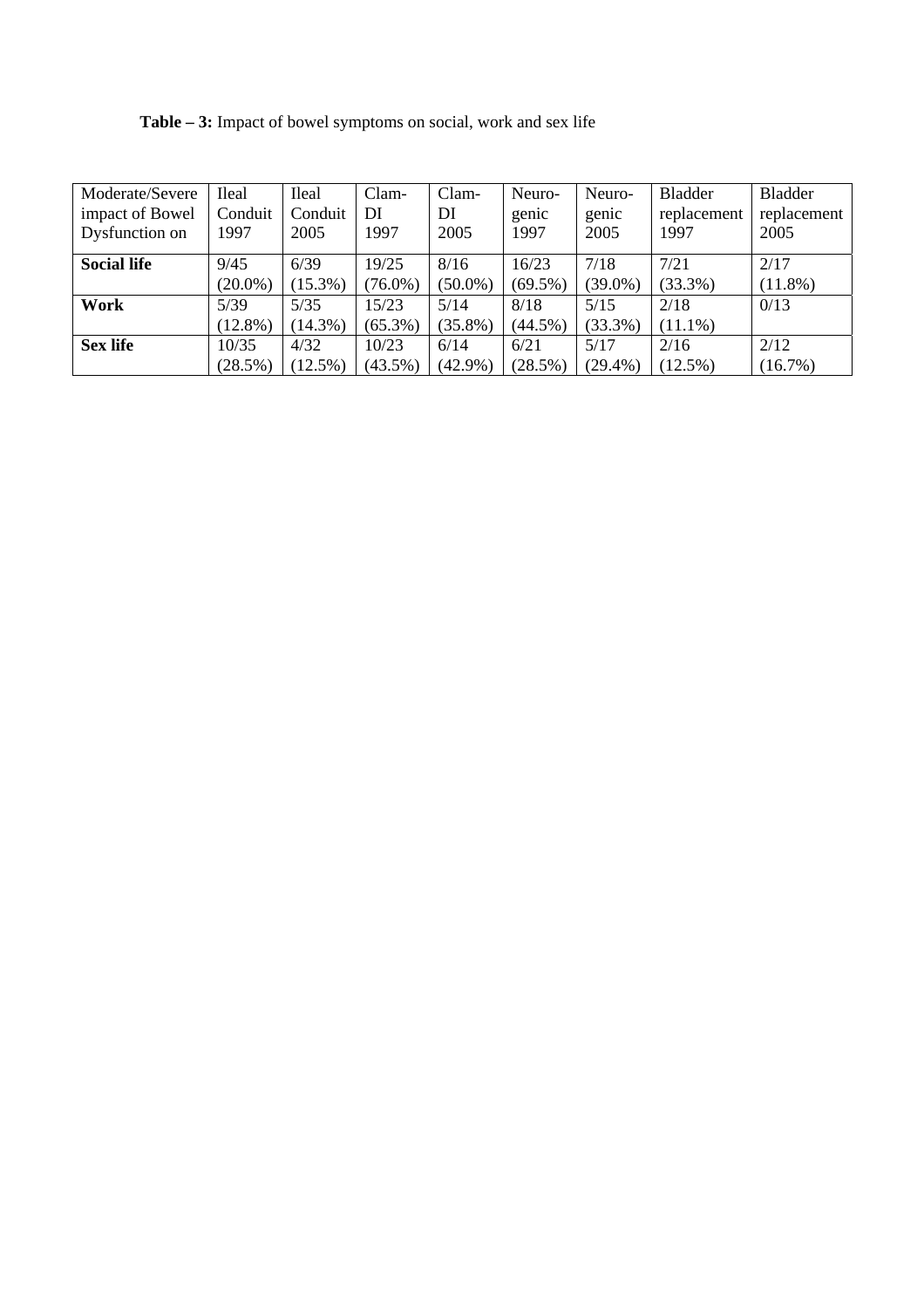**Table – 3:** Impact of bowel symptoms on social, work and sex life

| Moderate/Severe impact of Bowel Dysfunction on | Ileal Conduit 1997 | Ileal Conduit 2005 | Clam-DI 1997 | Clam-DI 2005 | Neuro-genic 1997 | Neuro-genic 2005 | Bladder replacement 1997 | Bladder replacement 2005 |
|---|---|---|---|---|---|---|---|---|
| **Social life** | 9/45 (20.0%) | 6/39 (15.3%) | 19/25 (76.0%) | 8/16 (50.0%) | 16/23 (69.5%) | 7/18 (39.0%) | 7/21 (33.3%) | 2/17 (11.8%) |
| **Work** | 5/39 (12.8%) | 5/35 (14.3%) | 15/23 (65.3%) | 5/14 (35.8%) | 8/18 (44.5%) | 5/15 (33.3%) | 2/18 (11.1%) | 0/13 |
| **Sex life** | 10/35 (28.5%) | 4/32 (12.5%) | 10/23 (43.5%) | 6/14 (42.9%) | 6/21 (28.5%) | 5/17 (29.4%) | 2/16 (12.5%) | 2/12 (16.7%) |